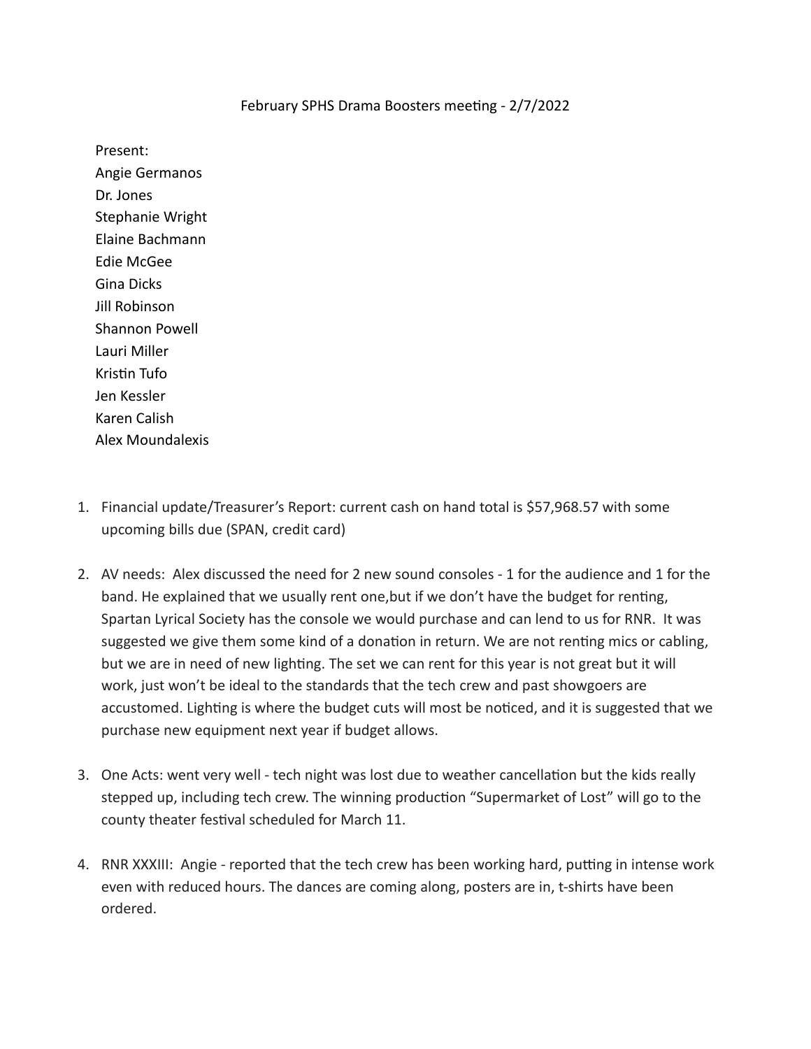# February SPHS Drama Boosters meeting - 2/7/2022

Present:
Angie Germanos
Dr. Jones
Stephanie Wright
Elaine Bachmann
Edie McGee
Gina Dicks
Jill Robinson
Shannon Powell
Lauri Miller
Kristin Tufo
Jen Kessler
Karen Calish
Alex Moundalexis

1. Financial update/Treasurer's Report: current cash on hand total is $57,968.57 with some upcoming bills due (SPAN, credit card)

2. AV needs: Alex discussed the need for 2 new sound consoles - 1 for the audience and 1 for the band. He explained that we usually rent one,but if we don't have the budget for renting, Spartan Lyrical Society has the console we would purchase and can lend to us for RNR. It was suggested we give them some kind of a donation in return. We are not renting mics or cabling, but we are in need of new lighting. The set we can rent for this year is not great but it will work, just won't be ideal to the standards that the tech crew and past showgoers are accustomed. Lighting is where the budget cuts will most be noticed, and it is suggested that we purchase new equipment next year if budget allows.

3. One Acts: went very well - tech night was lost due to weather cancellation but the kids really stepped up, including tech crew. The winning production "Supermarket of Lost" will go to the county theater festival scheduled for March 11.

4. RNR XXXIII: Angie - reported that the tech crew has been working hard, putting in intense work even with reduced hours. The dances are coming along, posters are in, t-shirts have been ordered.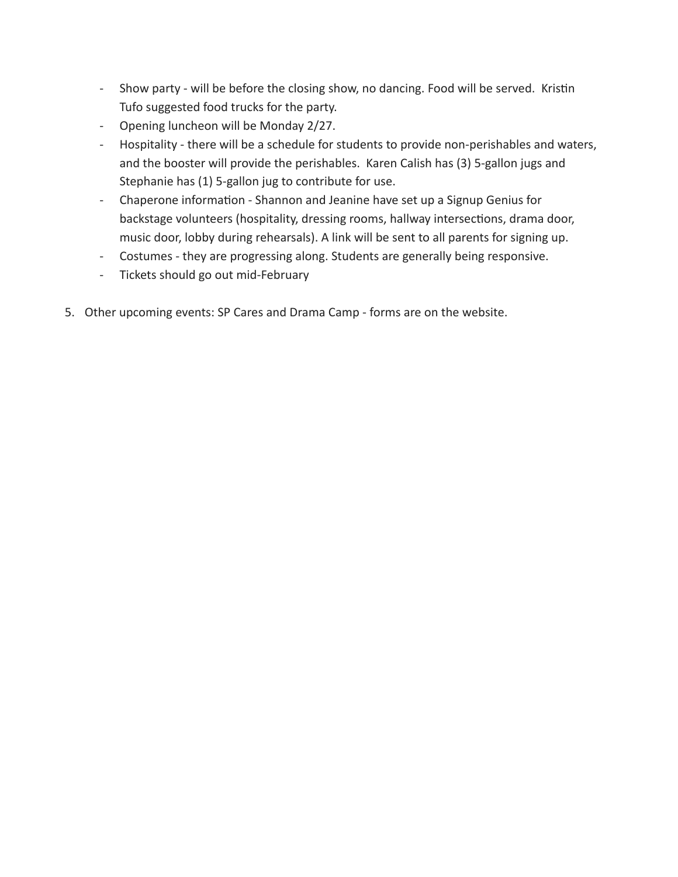- Show party - will be before the closing show, no dancing. Food will be served. Kristin Tufo suggested food trucks for the party.
- Opening luncheon will be Monday 2/27.
- Hospitality - there will be a schedule for students to provide non-perishables and waters, and the booster will provide the perishables. Karen Calish has (3) 5-gallon jugs and Stephanie has (1) 5-gallon jug to contribute for use.
- Chaperone information - Shannon and Jeanine have set up a Signup Genius for backstage volunteers (hospitality, dressing rooms, hallway intersections, drama door, music door, lobby during rehearsals). A link will be sent to all parents for signing up.
- Costumes - they are progressing along. Students are generally being responsive.
- Tickets should go out mid-February

5. Other upcoming events: SP Cares and Drama Camp - forms are on the website.